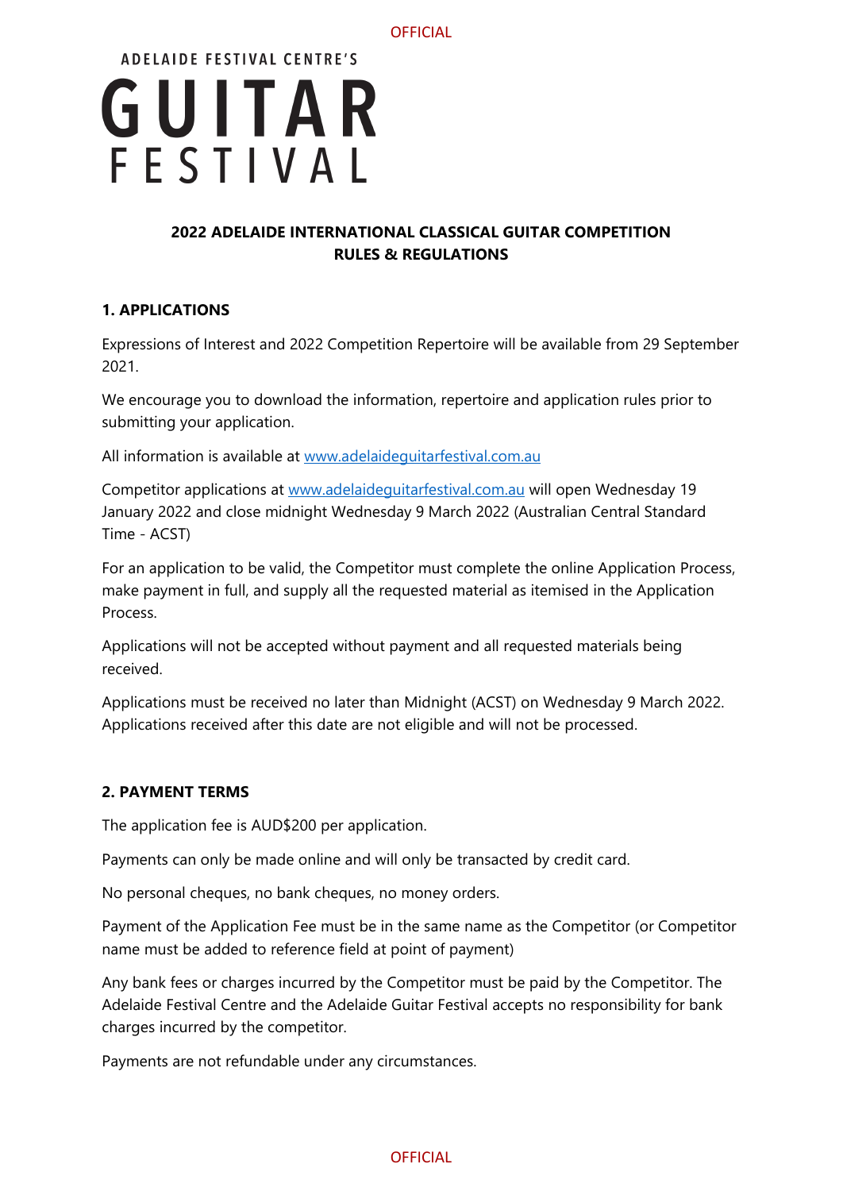ADELAIDE FESTIVAL CENTRE'S

# GUITAR FESTIVAL

## 2022 ADELAIDE INTERNATIONAL CLASSICAL GUITAR COMPETITION RULES & REGULATIONS

### 1. APPLICATIONS

Expressions of Interest and 2022 Competition Repertoire will be available from 29 September 2021.

We encourage you to download the information, repertoire and application rules prior to submitting your application.

All information is available at www.adelaideguitarfestival.com.au

Competitor applications at www.adelaideguitarfestival.com.au will open Wednesday 19 January 2022 and close midnight Wednesday 9 March 2022 (Australian Central Standard Time - ACST)

For an application to be valid, the Competitor must complete the online Application Process, make payment in full, and supply all the requested material as itemised in the Application Process.

Applications will not be accepted without payment and all requested materials being received.

Applications must be received no later than Midnight (ACST) on Wednesday 9 March 2022. Applications received after this date are not eligible and will not be processed.

### 2. PAYMENT TERMS

The application fee is AUD$200 per application.

Payments can only be made online and will only be transacted by credit card.

No personal cheques, no bank cheques, no money orders.

Payment of the Application Fee must be in the same name as the Competitor (or Competitor name must be added to reference field at point of payment)

Any bank fees or charges incurred by the Competitor must be paid by the Competitor. The Adelaide Festival Centre and the Adelaide Guitar Festival accepts no responsibility for bank charges incurred by the competitor.

Payments are not refundable under any circumstances.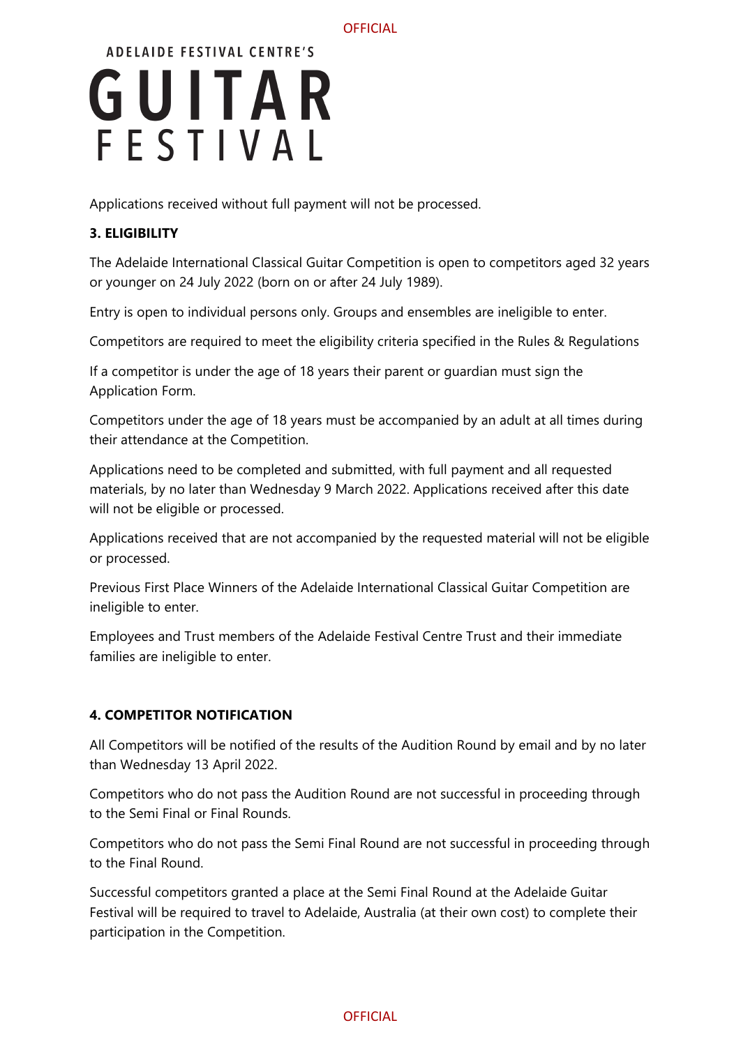Applications received without full payment will not be processed.

**3. ELIGIBILITY**

The Adelaide International Classical Guitar Competition is open to competitors aged 32 years or younger on 24 July 2022 (born on or after 24 July 1989).

Entry is open to individual persons only. Groups and ensembles are ineligible to enter.

Competitors are required to meet the eligibility criteria specified in the Rules & Regulations

If a competitor is under the age of 18 years their parent or guardian must sign the Application Form.

Competitors under the age of 18 years must be accompanied by an adult at all times during their attendance at the Competition.

Applications need to be completed and submitted, with full payment and all requested materials, by no later than Wednesday 9 March 2022. Applications received after this date will not be eligible or processed.

Applications received that are not accompanied by the requested material will not be eligible or processed.

Previous First Place Winners of the Adelaide International Classical Guitar Competition are ineligible to enter.

Employees and Trust members of the Adelaide Festival Centre Trust and their immediate families are ineligible to enter.

**4. COMPETITOR NOTIFICATION**

All Competitors will be notified of the results of the Audition Round by email and by no later than Wednesday 13 April 2022.

Competitors who do not pass the Audition Round are not successful in proceeding through to the Semi Final or Final Rounds.

Competitors who do not pass the Semi Final Round are not successful in proceeding through to the Final Round.

Successful competitors granted a place at the Semi Final Round at the Adelaide Guitar Festival will be required to travel to Adelaide, Australia (at their own cost) to complete their participation in the Competition.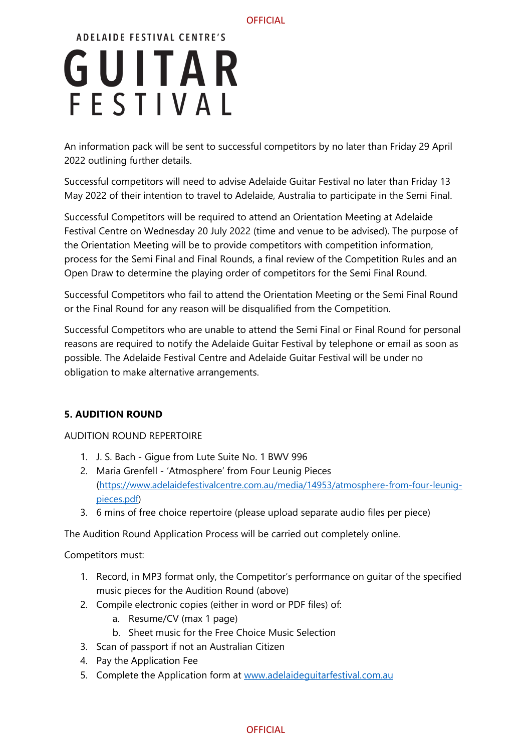An information pack will be sent to successful competitors by no later than Friday 29 April 2022 outlining further details.

Successful competitors will need to advise Adelaide Guitar Festival no later than Friday 13 May 2022 of their intention to travel to Adelaide, Australia to participate in the Semi Final.

Successful Competitors will be required to attend an Orientation Meeting at Adelaide Festival Centre on Wednesday 20 July 2022 (time and venue to be advised). The purpose of the Orientation Meeting will be to provide competitors with competition information, process for the Semi Final and Final Rounds, a final review of the Competition Rules and an Open Draw to determine the playing order of competitors for the Semi Final Round.

Successful Competitors who fail to attend the Orientation Meeting or the Semi Final Round or the Final Round for any reason will be disqualified from the Competition.

Successful Competitors who are unable to attend the Semi Final or Final Round for personal reasons are required to notify the Adelaide Guitar Festival by telephone or email as soon as possible. The Adelaide Festival Centre and Adelaide Guitar Festival will be under no obligation to make alternative arrangements.

## 5. AUDITION ROUND

AUDITION ROUND REPERTOIRE

1. J. S. Bach - Gigue from Lute Suite No. 1 BWV 996
2. Maria Grenfell - 'Atmosphere' from Four Leunig Pieces (https://www.adelaidefestivalcentre.com.au/media/14953/atmosphere-from-four-leunig-pieces.pdf)
3. 6 mins of free choice repertoire (please upload separate audio files per piece)

The Audition Round Application Process will be carried out completely online.

Competitors must:

1. Record, in MP3 format only, the Competitor's performance on guitar of the specified music pieces for the Audition Round (above)
2. Compile electronic copies (either in word or PDF files) of:
    a. Resume/CV (max 1 page)
    b. Sheet music for the Free Choice Music Selection
3. Scan of passport if not an Australian Citizen
4. Pay the Application Fee
5. Complete the Application form at www.adelaideguitarfestival.com.au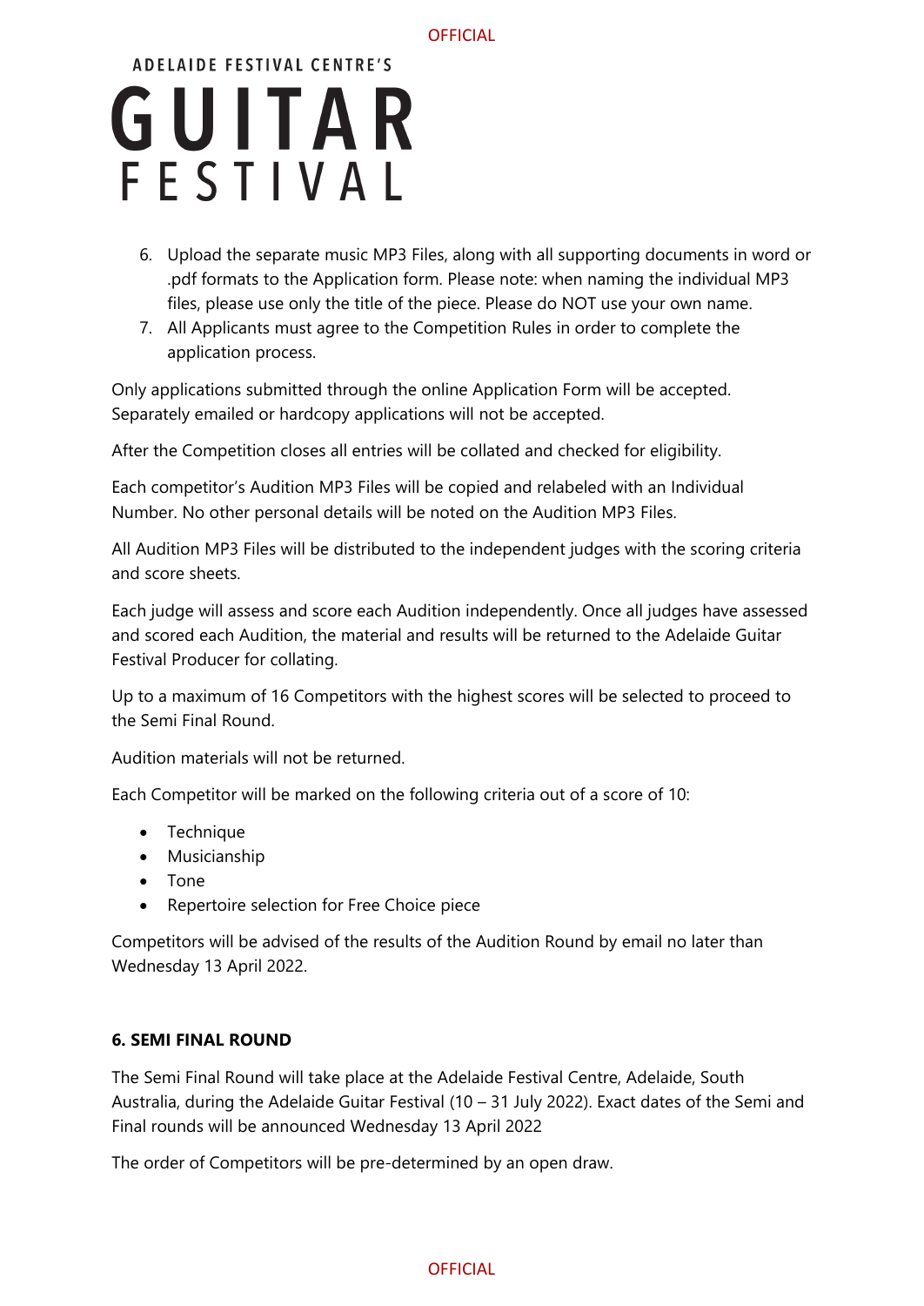6. Upload the separate music MP3 Files, along with all supporting documents in word or .pdf formats to the Application form. Please note: when naming the individual MP3 files, please use only the title of the piece. Please do NOT use your own name.
7. All Applicants must agree to the Competition Rules in order to complete the application process.

Only applications submitted through the online Application Form will be accepted. Separately emailed or hardcopy applications will not be accepted.

After the Competition closes all entries will be collated and checked for eligibility.

Each competitor's Audition MP3 Files will be copied and relabeled with an Individual Number. No other personal details will be noted on the Audition MP3 Files.

All Audition MP3 Files will be distributed to the independent judges with the scoring criteria and score sheets.

Each judge will assess and score each Audition independently. Once all judges have assessed and scored each Audition, the material and results will be returned to the Adelaide Guitar Festival Producer for collating.

Up to a maximum of 16 Competitors with the highest scores will be selected to proceed to the Semi Final Round.

Audition materials will not be returned.

Each Competitor will be marked on the following criteria out of a score of 10:

- Technique
- Musicianship
- Tone
- Repertoire selection for Free Choice piece

Competitors will be advised of the results of the Audition Round by email no later than Wednesday 13 April 2022.

**6. SEMI FINAL ROUND**

The Semi Final Round will take place at the Adelaide Festival Centre, Adelaide, South Australia, during the Adelaide Guitar Festival (10 – 31 July 2022). Exact dates of the Semi and Final rounds will be announced Wednesday 13 April 2022

The order of Competitors will be pre-determined by an open draw.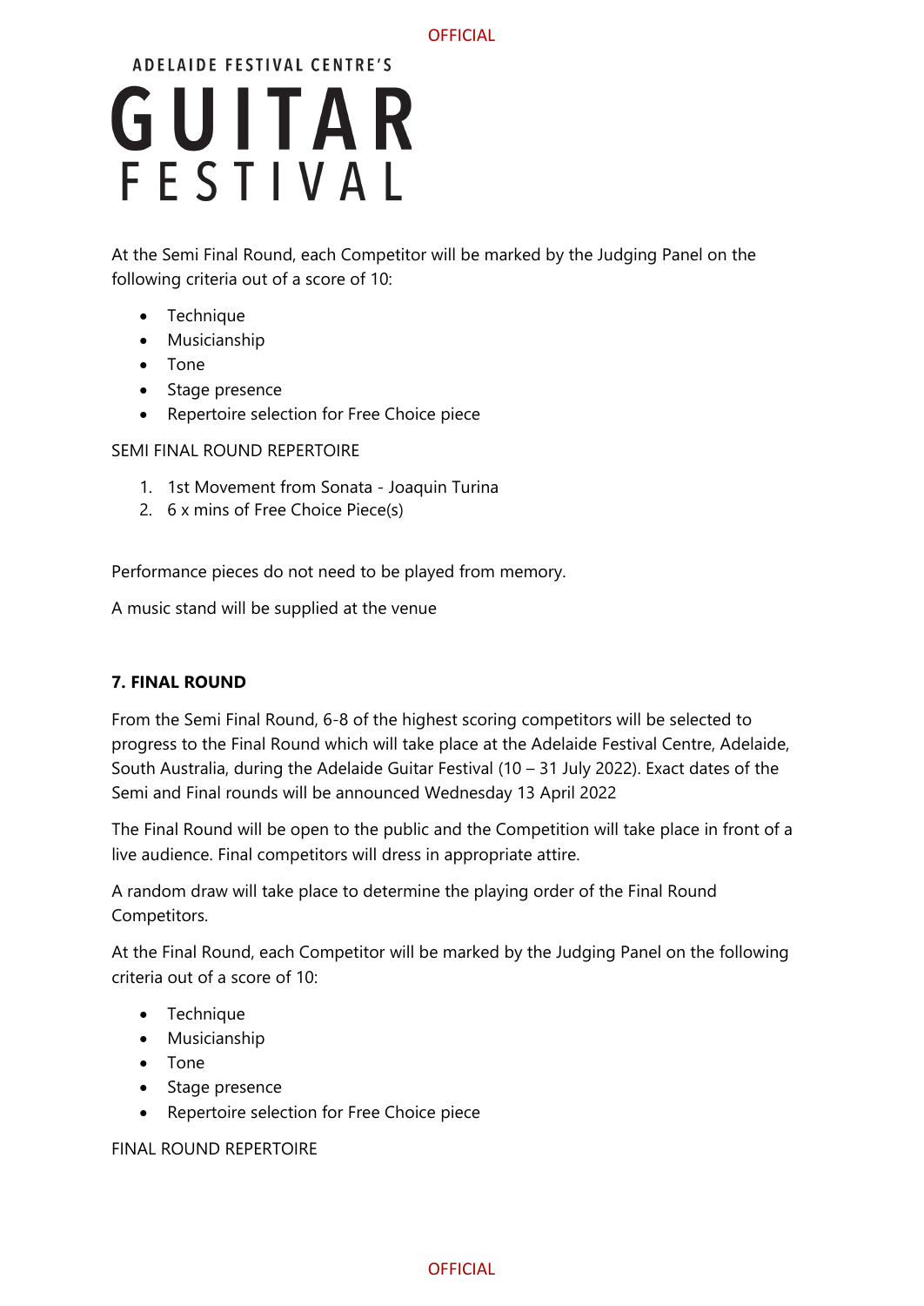At the Semi Final Round, each Competitor will be marked by the Judging Panel on the following criteria out of a score of 10:

- Technique
- Musicianship
- Tone
- Stage presence
- Repertoire selection for Free Choice piece

SEMI FINAL ROUND REPERTOIRE

1. 1st Movement from Sonata - Joaquin Turina
2. 6 x mins of Free Choice Piece(s)

Performance pieces do not need to be played from memory.

A music stand will be supplied at the venue

**7. FINAL ROUND**

From the Semi Final Round, 6-8 of the highest scoring competitors will be selected to progress to the Final Round which will take place at the Adelaide Festival Centre, Adelaide, South Australia, during the Adelaide Guitar Festival (10 – 31 July 2022). Exact dates of the Semi and Final rounds will be announced Wednesday 13 April 2022

The Final Round will be open to the public and the Competition will take place in front of a live audience. Final competitors will dress in appropriate attire.

A random draw will take place to determine the playing order of the Final Round Competitors.

At the Final Round, each Competitor will be marked by the Judging Panel on the following criteria out of a score of 10:

- Technique
- Musicianship
- Tone
- Stage presence
- Repertoire selection for Free Choice piece

FINAL ROUND REPERTOIRE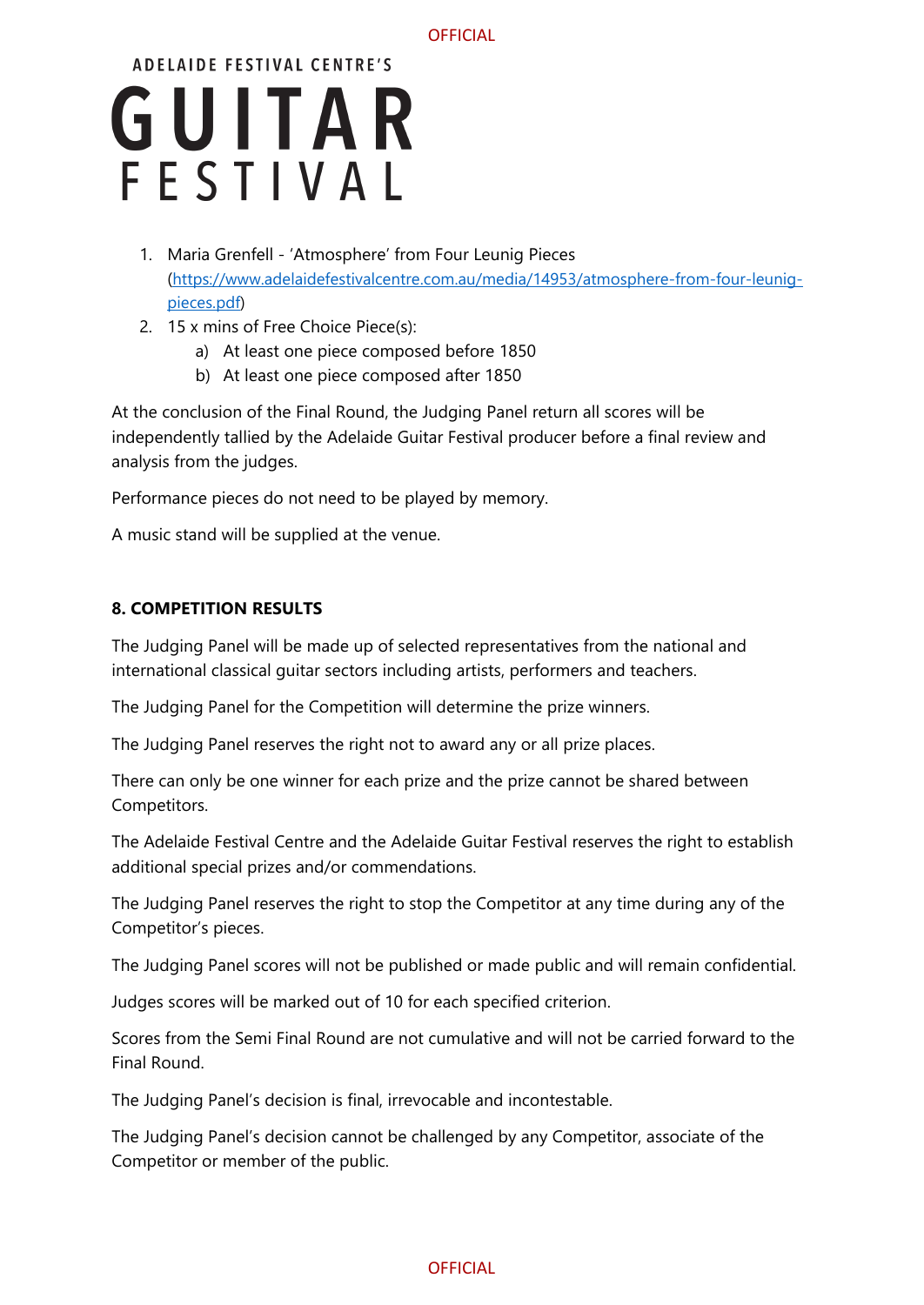1. Maria Grenfell - 'Atmosphere' from Four Leunig Pieces ([https://www.adelaidefestivalcentre.com.au/media/14953/atmosphere-from-four-leunig-pieces.pdf](https://www.adelaidefestivalcentre.com.au/media/14953/atmosphere-from-four-leunig-pieces.pdf))
2. 15 x mins of Free Choice Piece(s):
   a) At least one piece composed before 1850
   b) At least one piece composed after 1850

At the conclusion of the Final Round, the Judging Panel return all scores will be independently tallied by the Adelaide Guitar Festival producer before a final review and analysis from the judges.

Performance pieces do not need to be played by memory.

A music stand will be supplied at the venue.

**8. COMPETITION RESULTS**

The Judging Panel will be made up of selected representatives from the national and international classical guitar sectors including artists, performers and teachers.

The Judging Panel for the Competition will determine the prize winners.

The Judging Panel reserves the right not to award any or all prize places.

There can only be one winner for each prize and the prize cannot be shared between Competitors.

The Adelaide Festival Centre and the Adelaide Guitar Festival reserves the right to establish additional special prizes and/or commendations.

The Judging Panel reserves the right to stop the Competitor at any time during any of the Competitor's pieces.

The Judging Panel scores will not be published or made public and will remain confidential.

Judges scores will be marked out of 10 for each specified criterion.

Scores from the Semi Final Round are not cumulative and will not be carried forward to the Final Round.

The Judging Panel's decision is final, irrevocable and incontestable.

The Judging Panel's decision cannot be challenged by any Competitor, associate of the Competitor or member of the public.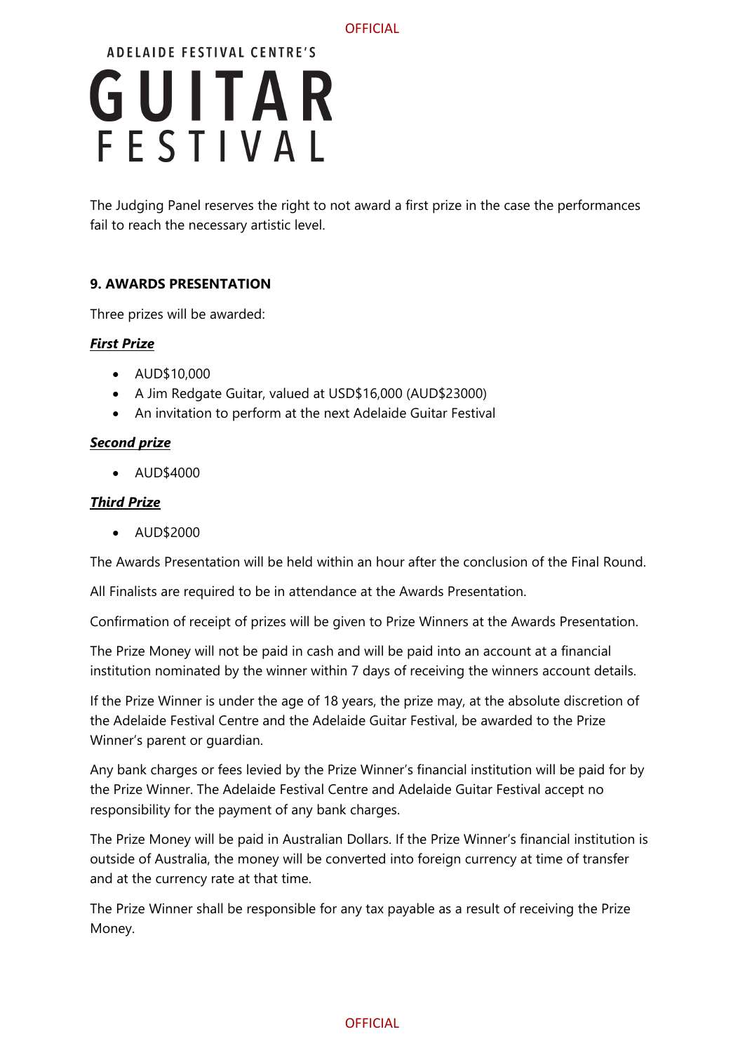The Judging Panel reserves the right to not award a first prize in the case the performances fail to reach the necessary artistic level.

**9. AWARDS PRESENTATION**

Three prizes will be awarded:

***First Prize***

- AUD$10,000
- A Jim Redgate Guitar, valued at USD$16,000 (AUD$23000)
- An invitation to perform at the next Adelaide Guitar Festival

***Second prize***

- AUD$4000

***Third Prize***

- AUD$2000

The Awards Presentation will be held within an hour after the conclusion of the Final Round.

All Finalists are required to be in attendance at the Awards Presentation.

Confirmation of receipt of prizes will be given to Prize Winners at the Awards Presentation.

The Prize Money will not be paid in cash and will be paid into an account at a financial institution nominated by the winner within 7 days of receiving the winners account details.

If the Prize Winner is under the age of 18 years, the prize may, at the absolute discretion of the Adelaide Festival Centre and the Adelaide Guitar Festival, be awarded to the Prize Winner's parent or guardian.

Any bank charges or fees levied by the Prize Winner's financial institution will be paid for by the Prize Winner. The Adelaide Festival Centre and Adelaide Guitar Festival accept no responsibility for the payment of any bank charges.

The Prize Money will be paid in Australian Dollars. If the Prize Winner's financial institution is outside of Australia, the money will be converted into foreign currency at time of transfer and at the currency rate at that time.

The Prize Winner shall be responsible for any tax payable as a result of receiving the Prize Money.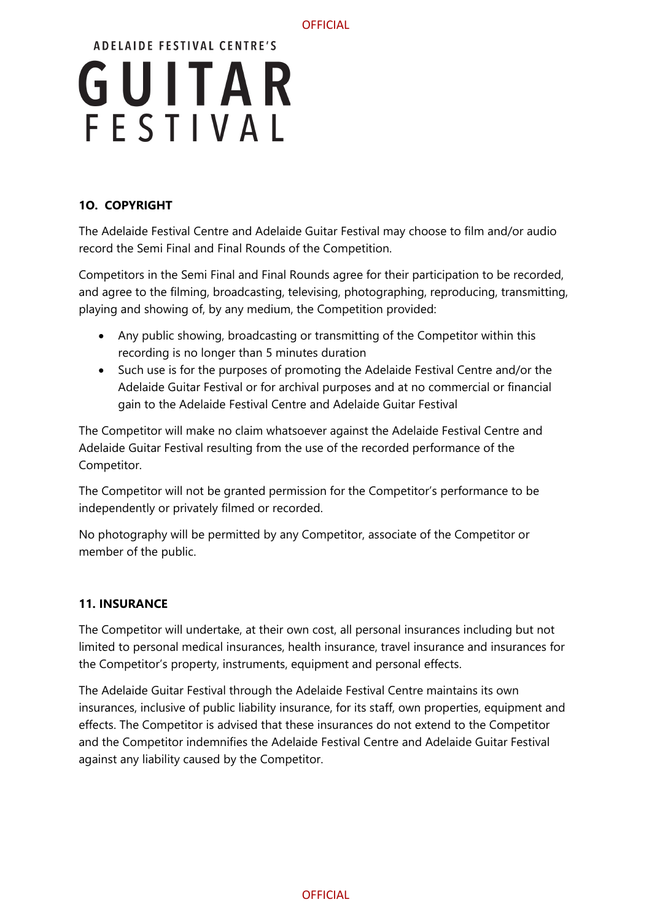## 10. COPYRIGHT

The Adelaide Festival Centre and Adelaide Guitar Festival may choose to film and/or audio record the Semi Final and Final Rounds of the Competition.

Competitors in the Semi Final and Final Rounds agree for their participation to be recorded, and agree to the filming, broadcasting, televising, photographing, reproducing, transmitting, playing and showing of, by any medium, the Competition provided:

- Any public showing, broadcasting or transmitting of the Competitor within this recording is no longer than 5 minutes duration
- Such use is for the purposes of promoting the Adelaide Festival Centre and/or the Adelaide Guitar Festival or for archival purposes and at no commercial or financial gain to the Adelaide Festival Centre and Adelaide Guitar Festival

The Competitor will make no claim whatsoever against the Adelaide Festival Centre and Adelaide Guitar Festival resulting from the use of the recorded performance of the Competitor.

The Competitor will not be granted permission for the Competitor's performance to be independently or privately filmed or recorded.

No photography will be permitted by any Competitor, associate of the Competitor or member of the public.

## 11. INSURANCE

The Competitor will undertake, at their own cost, all personal insurances including but not limited to personal medical insurances, health insurance, travel insurance and insurances for the Competitor's property, instruments, equipment and personal effects.

The Adelaide Guitar Festival through the Adelaide Festival Centre maintains its own insurances, inclusive of public liability insurance, for its staff, own properties, equipment and effects. The Competitor is advised that these insurances do not extend to the Competitor and the Competitor indemnifies the Adelaide Festival Centre and Adelaide Guitar Festival against any liability caused by the Competitor.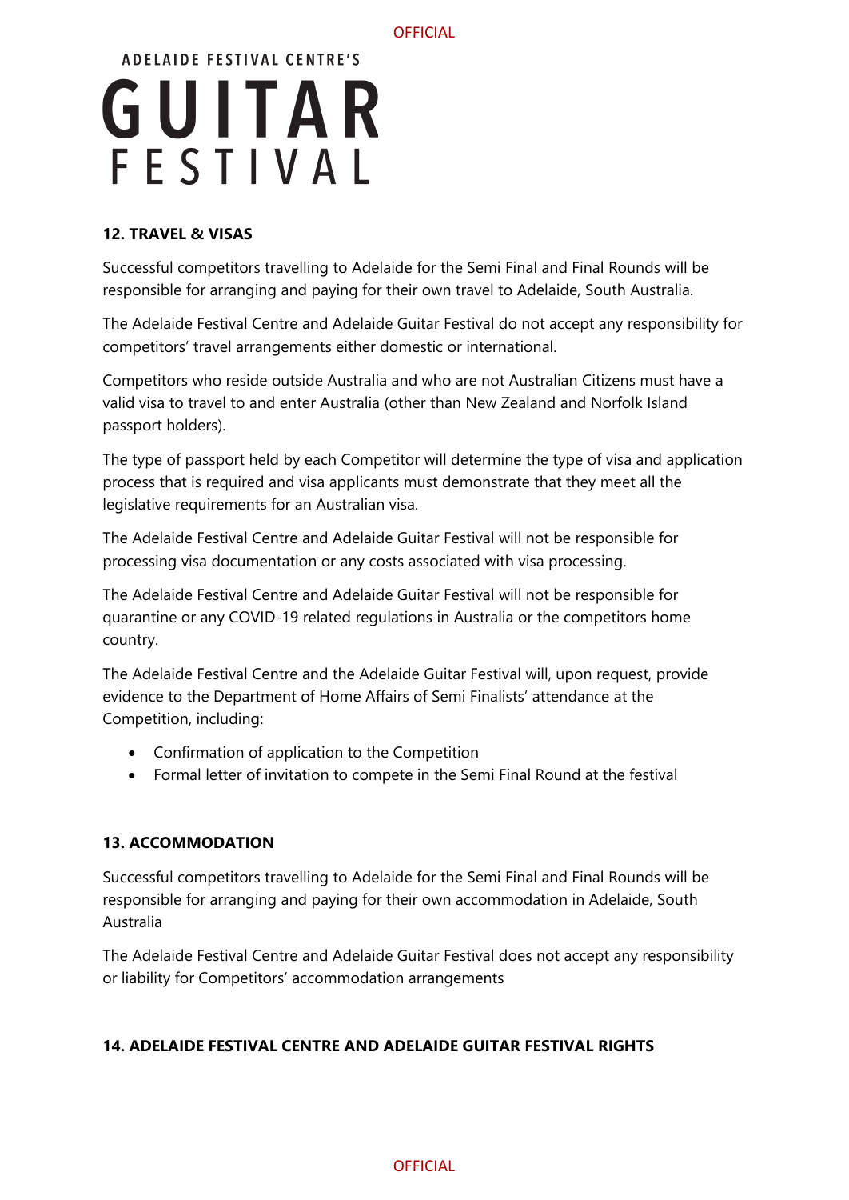## 12. TRAVEL & VISAS

Successful competitors travelling to Adelaide for the Semi Final and Final Rounds will be responsible for arranging and paying for their own travel to Adelaide, South Australia.

The Adelaide Festival Centre and Adelaide Guitar Festival do not accept any responsibility for competitors' travel arrangements either domestic or international.

Competitors who reside outside Australia and who are not Australian Citizens must have a valid visa to travel to and enter Australia (other than New Zealand and Norfolk Island passport holders).

The type of passport held by each Competitor will determine the type of visa and application process that is required and visa applicants must demonstrate that they meet all the legislative requirements for an Australian visa.

The Adelaide Festival Centre and Adelaide Guitar Festival will not be responsible for processing visa documentation or any costs associated with visa processing.

The Adelaide Festival Centre and Adelaide Guitar Festival will not be responsible for quarantine or any COVID-19 related regulations in Australia or the competitors home country.

The Adelaide Festival Centre and the Adelaide Guitar Festival will, upon request, provide evidence to the Department of Home Affairs of Semi Finalists' attendance at the Competition, including:

- Confirmation of application to the Competition
- Formal letter of invitation to compete in the Semi Final Round at the festival

## 13. ACCOMMODATION

Successful competitors travelling to Adelaide for the Semi Final and Final Rounds will be responsible for arranging and paying for their own accommodation in Adelaide, South Australia

The Adelaide Festival Centre and Adelaide Guitar Festival does not accept any responsibility or liability for Competitors' accommodation arrangements

## 14. ADELAIDE FESTIVAL CENTRE AND ADELAIDE GUITAR FESTIVAL RIGHTS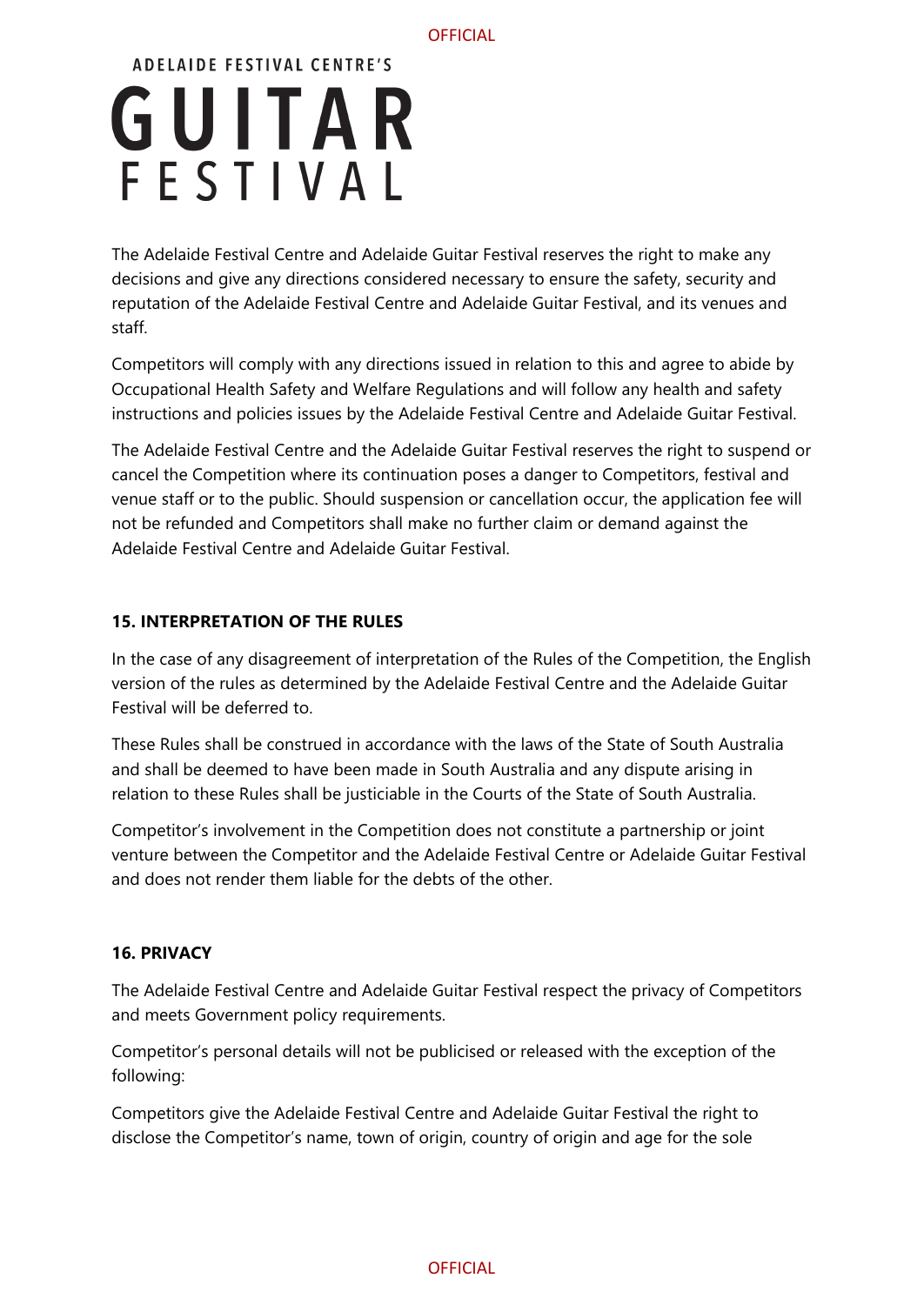The Adelaide Festival Centre and Adelaide Guitar Festival reserves the right to make any decisions and give any directions considered necessary to ensure the safety, security and reputation of the Adelaide Festival Centre and Adelaide Guitar Festival, and its venues and staff.

Competitors will comply with any directions issued in relation to this and agree to abide by Occupational Health Safety and Welfare Regulations and will follow any health and safety instructions and policies issues by the Adelaide Festival Centre and Adelaide Guitar Festival.

The Adelaide Festival Centre and the Adelaide Guitar Festival reserves the right to suspend or cancel the Competition where its continuation poses a danger to Competitors, festival and venue staff or to the public. Should suspension or cancellation occur, the application fee will not be refunded and Competitors shall make no further claim or demand against the Adelaide Festival Centre and Adelaide Guitar Festival.

**15. INTERPRETATION OF THE RULES**

In the case of any disagreement of interpretation of the Rules of the Competition, the English version of the rules as determined by the Adelaide Festival Centre and the Adelaide Guitar Festival will be deferred to.

These Rules shall be construed in accordance with the laws of the State of South Australia and shall be deemed to have been made in South Australia and any dispute arising in relation to these Rules shall be justiciable in the Courts of the State of South Australia.

Competitor's involvement in the Competition does not constitute a partnership or joint venture between the Competitor and the Adelaide Festival Centre or Adelaide Guitar Festival and does not render them liable for the debts of the other.

**16. PRIVACY**

The Adelaide Festival Centre and Adelaide Guitar Festival respect the privacy of Competitors and meets Government policy requirements.

Competitor's personal details will not be publicised or released with the exception of the following:

Competitors give the Adelaide Festival Centre and Adelaide Guitar Festival the right to disclose the Competitor's name, town of origin, country of origin and age for the sole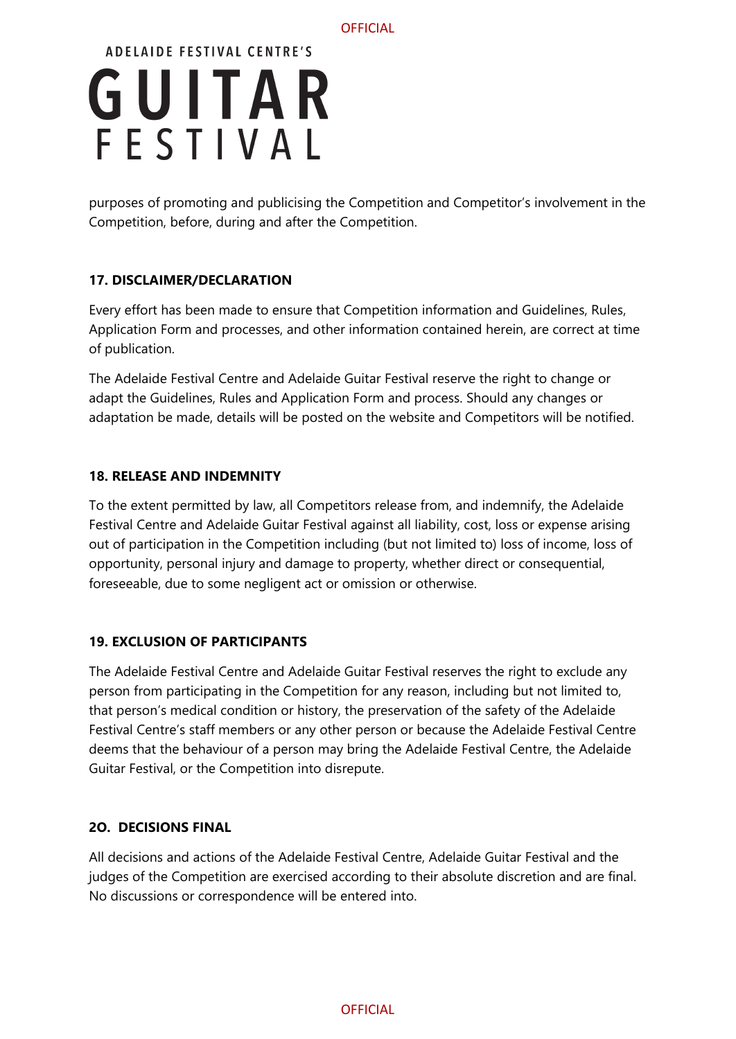purposes of promoting and publicising the Competition and Competitor's involvement in the Competition, before, during and after the Competition.

**17. DISCLAIMER/DECLARATION**

Every effort has been made to ensure that Competition information and Guidelines, Rules, Application Form and processes, and other information contained herein, are correct at time of publication.

The Adelaide Festival Centre and Adelaide Guitar Festival reserve the right to change or adapt the Guidelines, Rules and Application Form and process. Should any changes or adaptation be made, details will be posted on the website and Competitors will be notified.

**18. RELEASE AND INDEMNITY**

To the extent permitted by law, all Competitors release from, and indemnify, the Adelaide Festival Centre and Adelaide Guitar Festival against all liability, cost, loss or expense arising out of participation in the Competition including (but not limited to) loss of income, loss of opportunity, personal injury and damage to property, whether direct or consequential, foreseeable, due to some negligent act or omission or otherwise.

**19. EXCLUSION OF PARTICIPANTS**

The Adelaide Festival Centre and Adelaide Guitar Festival reserves the right to exclude any person from participating in the Competition for any reason, including but not limited to, that person's medical condition or history, the preservation of the safety of the Adelaide Festival Centre's staff members or any other person or because the Adelaide Festival Centre deems that the behaviour of a person may bring the Adelaide Festival Centre, the Adelaide Guitar Festival, or the Competition into disrepute.

**2O. DECISIONS FINAL**

All decisions and actions of the Adelaide Festival Centre, Adelaide Guitar Festival and the judges of the Competition are exercised according to their absolute discretion and are final. No discussions or correspondence will be entered into.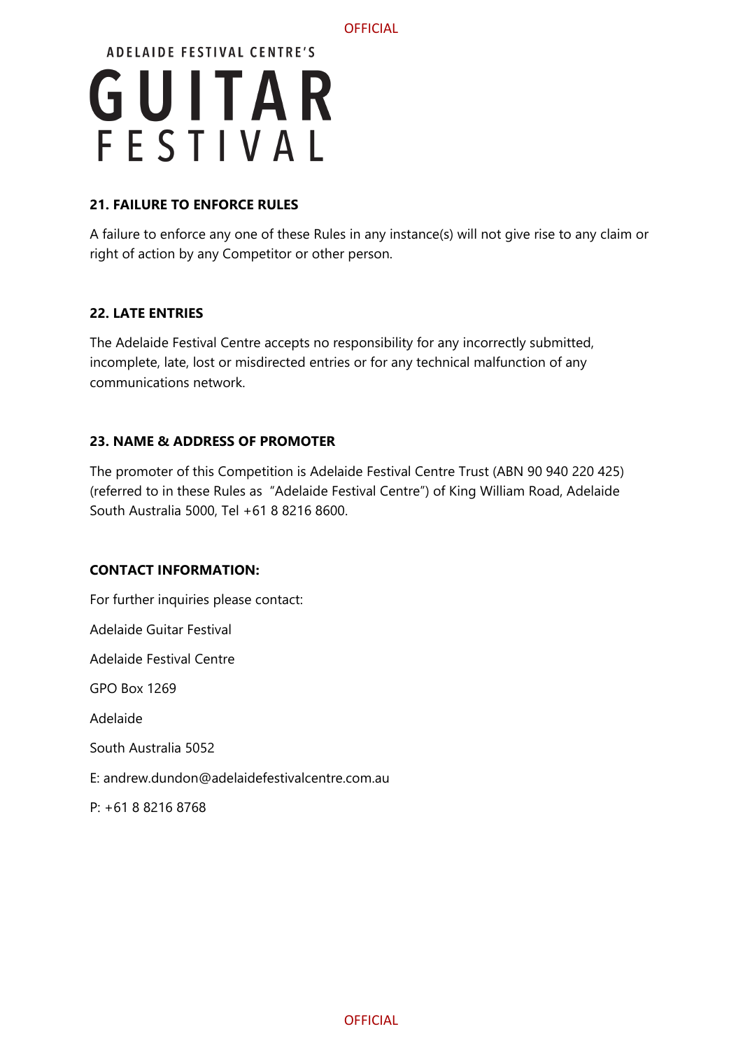## 21. FAILURE TO ENFORCE RULES

A failure to enforce any one of these Rules in any instance(s) will not give rise to any claim or right of action by any Competitor or other person.

## 22. LATE ENTRIES

The Adelaide Festival Centre accepts no responsibility for any incorrectly submitted, incomplete, late, lost or misdirected entries or for any technical malfunction of any communications network.

## 23. NAME & ADDRESS OF PROMOTER

The promoter of this Competition is Adelaide Festival Centre Trust (ABN 90 940 220 425) (referred to in these Rules as "Adelaide Festival Centre") of King William Road, Adelaide South Australia 5000, Tel +61 8 8216 8600.

**CONTACT INFORMATION:**

For further inquiries please contact:

Adelaide Guitar Festival

Adelaide Festival Centre

GPO Box 1269

Adelaide

South Australia 5052

E: andrew.dundon@adelaidefestivalcentre.com.au

P: +61 8 8216 8768